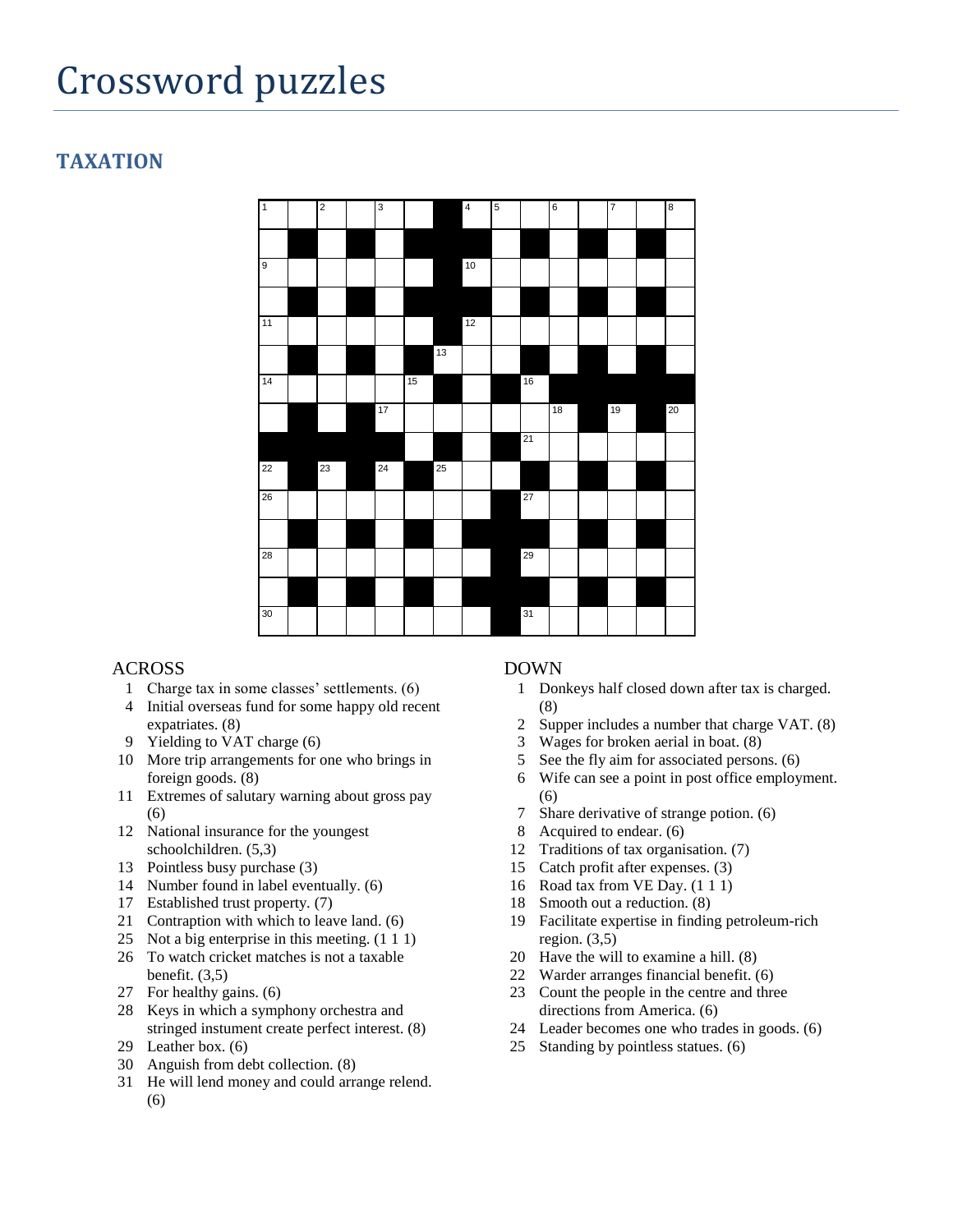# Crossword puzzles

## TAXATION

ACROSS

1 Charge tax in some classes' settlements. (6)
4 Initial overseas fund for some happy old recent expatriates. (8)
9 Yielding to VAT charge (6)
10 More trip arrangements for one who brings in foreign goods. (8)
11 Extremes of salutary warning about gross pay (6)
12 National insurance for the youngest schoolchildren. (5,3)
13 Pointless busy purchase (3)
14 Number found in label eventually. (6)
17 Established trust property. (7)
21 Contraption with which to leave land. (6)
25 Not a big enterprise in this meeting. (1 1 1)
26 To watch cricket matches is not a taxable benefit. (3,5)
27 For healthy gains. (6)
28 Keys in which a symphony orchestra and stringed instument create perfect interest. (8)
29 Leather box. (6)
30 Anguish from debt collection. (8)
31 He will lend money and could arrange relend. (6)

DOWN

1 Donkeys half closed down after tax is charged. (8)
2 Supper includes a number that charge VAT. (8)
3 Wages for broken aerial in boat. (8)
5 See the fly aim for associated persons. (6)
6 Wife can see a point in post office employment. (6)
7 Share derivative of strange potion. (6)
8 Acquired to endear. (6)
12 Traditions of tax organisation. (7)
15 Catch profit after expenses. (3)
16 Road tax from VE Day. (1 1 1)
18 Smooth out a reduction. (8)
19 Facilitate expertise in finding petroleum-rich region. (3,5)
20 Have the will to examine a hill. (8)
22 Warder arranges financial benefit. (6)
23 Count the people in the centre and three directions from America. (6)
24 Leader becomes one who trades in goods. (6)
25 Standing by pointless statues. (6)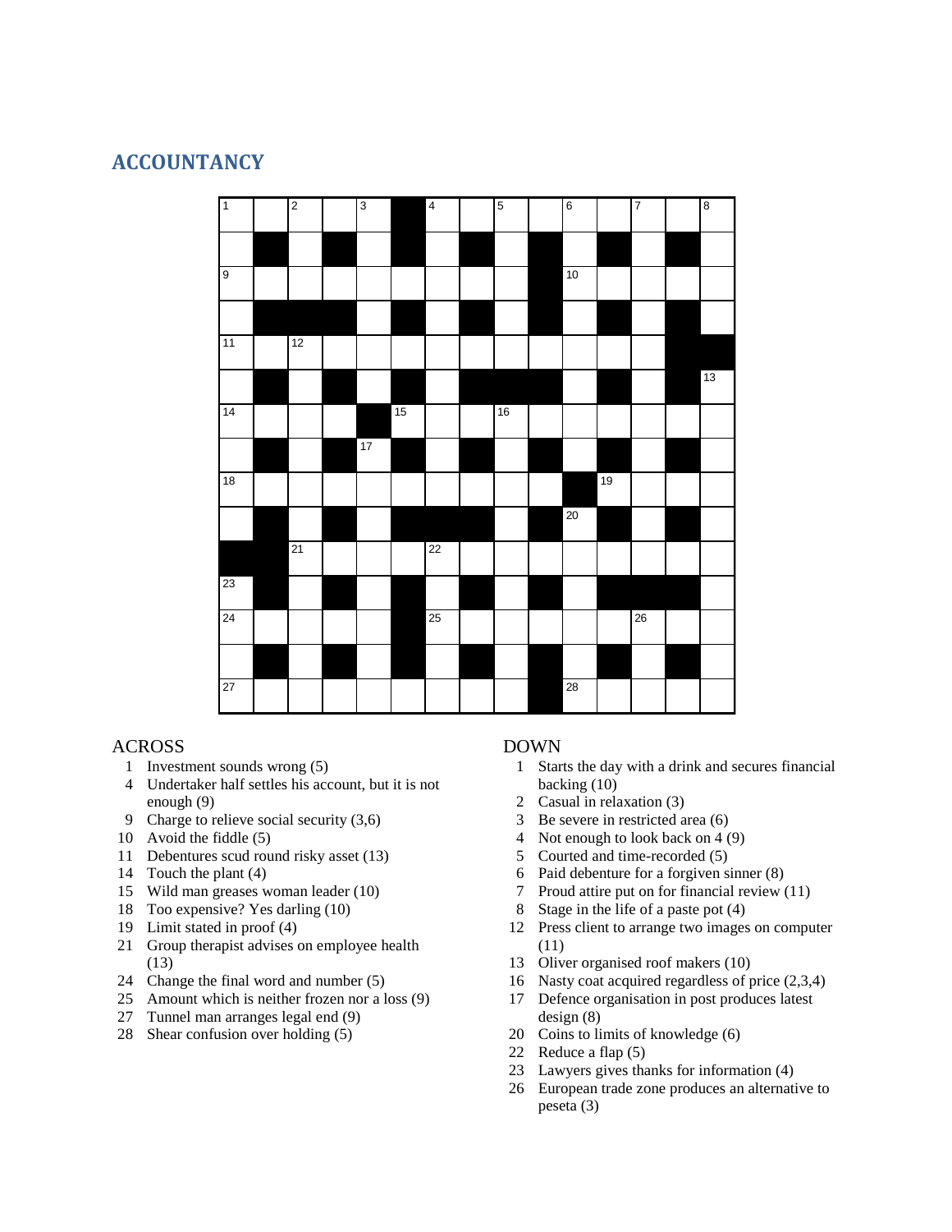## ACCOUNTANCY

### ACROSS

1 Investment sounds wrong (5)
4 Undertaker half settles his account, but it is not enough (9)
9 Charge to relieve social security (3,6)
10 Avoid the fiddle (5)
11 Debentures scud round risky asset (13)
14 Touch the plant (4)
15 Wild man greases woman leader (10)
18 Too expensive? Yes darling (10)
19 Limit stated in proof (4)
21 Group therapist advises on employee health (13)
24 Change the final word and number (5)
25 Amount which is neither frozen nor a loss (9)
27 Tunnel man arranges legal end (9)
28 Shear confusion over holding (5)

### DOWN

1 Starts the day with a drink and secures financial backing (10)
2 Casual in relaxation (3)
3 Be severe in restricted area (6)
4 Not enough to look back on 4 (9)
5 Courted and time-recorded (5)
6 Paid debenture for a forgiven sinner (8)
7 Proud attire put on for financial review (11)
8 Stage in the life of a paste pot (4)
12 Press client to arrange two images on computer (11)
13 Oliver organised roof makers (10)
16 Nasty coat acquired regardless of price (2,3,4)
17 Defence organisation in post produces latest design (8)
20 Coins to limits of knowledge (6)
22 Reduce a flap (5)
23 Lawyers gives thanks for information (4)
26 European trade zone produces an alternative to peseta (3)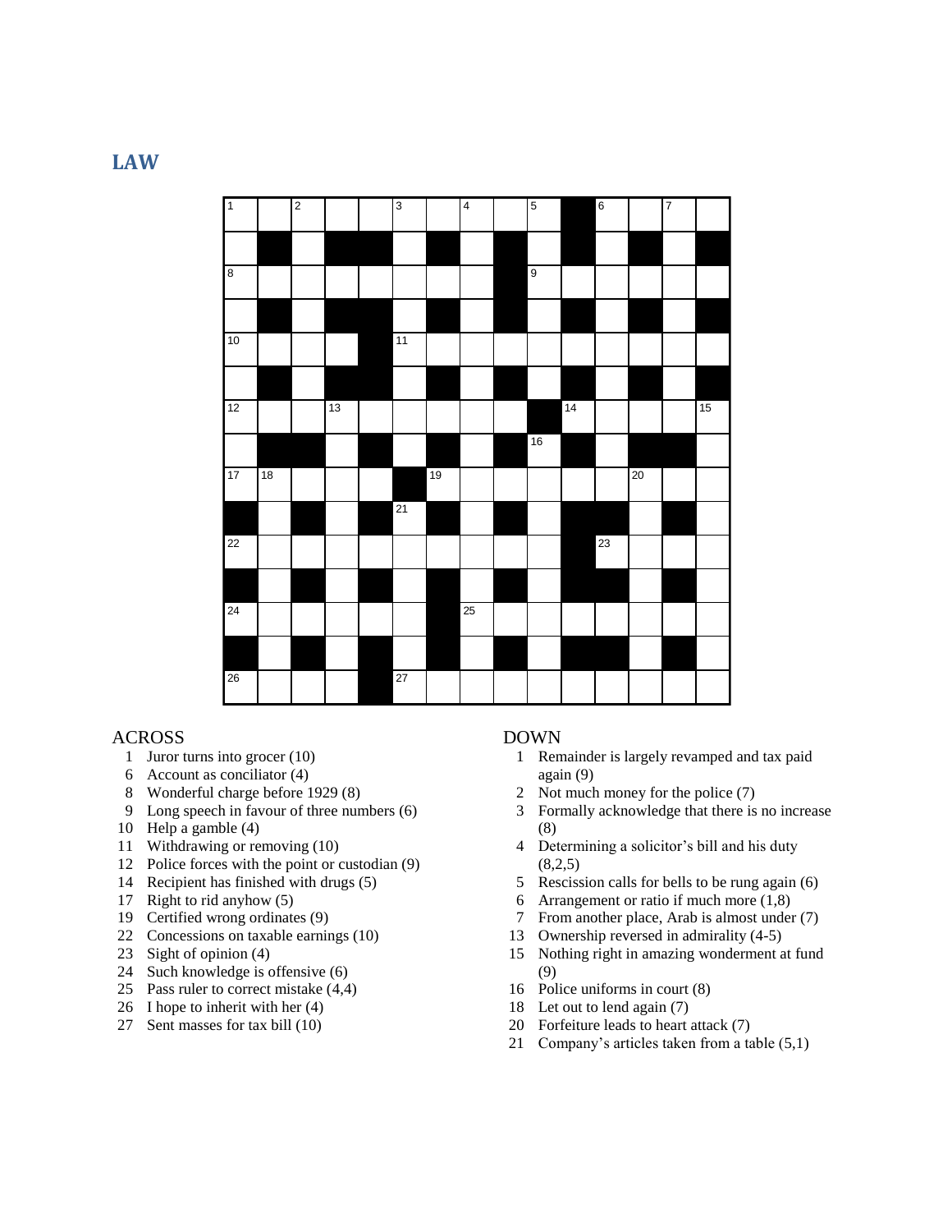## LAW

ACROSS

1 Juror turns into grocer (10)
6 Account as conciliator (4)
8 Wonderful charge before 1929 (8)
9 Long speech in favour of three numbers (6)
10 Help a gamble (4)
11 Withdrawing or removing (10)
12 Police forces with the point or custodian (9)
14 Recipient has finished with drugs (5)
17 Right to rid anyhow (5)
19 Certified wrong ordinates (9)
22 Concessions on taxable earnings (10)
23 Sight of opinion (4)
24 Such knowledge is offensive (6)
25 Pass ruler to correct mistake (4,4)
26 I hope to inherit with her (4)
27 Sent masses for tax bill (10)

DOWN

1 Remainder is largely revamped and tax paid again (9)
2 Not much money for the police (7)
3 Formally acknowledge that there is no increase (8)
4 Determining a solicitor's bill and his duty (8,2,5)
5 Rescission calls for bells to be rung again (6)
6 Arrangement or ratio if much more (1,8)
7 From another place, Arab is almost under (7)
13 Ownership reversed in admiralty (4-5)
15 Nothing right in amazing wonderment at fund (9)
16 Police uniforms in court (8)
18 Let out to lend again (7)
20 Forfeiture leads to heart attack (7)
21 Company's articles taken from a table (5,1)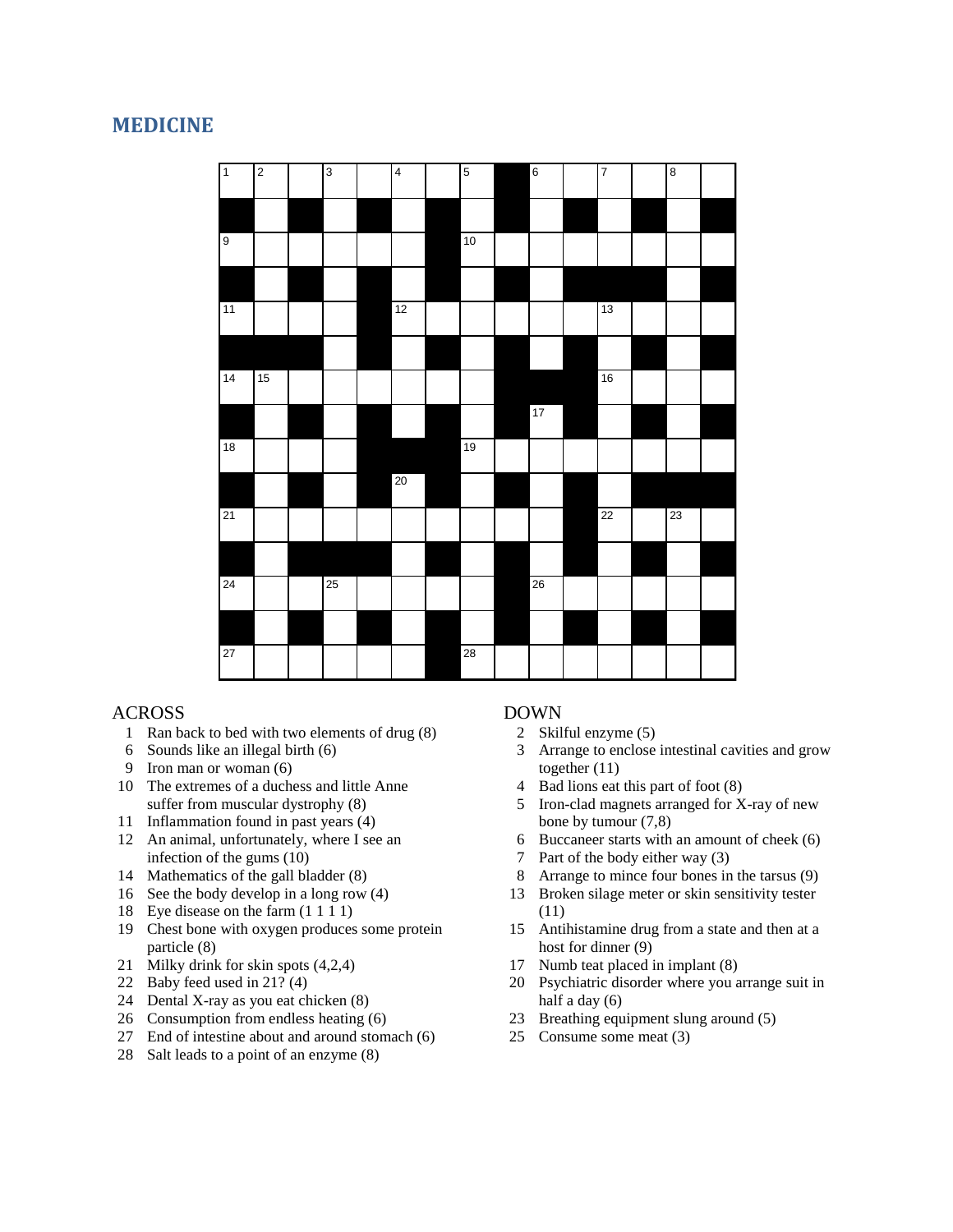## MEDICINE

### ACROSS

1 Ran back to bed with two elements of drug (8)
6 Sounds like an illegal birth (6)
9 Iron man or woman (6)
10 The extremes of a duchess and little Anne suffer from muscular dystrophy (8)
11 Inflammation found in past years (4)
12 An animal, unfortunately, where I see an infection of the gums (10)
14 Mathematics of the gall bladder (8)
16 See the body develop in a long row (4)
18 Eye disease on the farm (1 1 1 1)
19 Chest bone with oxygen produces some protein particle (8)
21 Milky drink for skin spots (4,2,4)
22 Baby feed used in 21? (4)
24 Dental X-ray as you eat chicken (8)
26 Consumption from endless heating (6)
27 End of intestine about and around stomach (6)
28 Salt leads to a point of an enzyme (8)

### DOWN

2 Skilful enzyme (5)
3 Arrange to enclose intestinal cavities and grow together (11)
4 Bad lions eat this part of foot (8)
5 Iron-clad magnets arranged for X-ray of new bone by tumour (7,8)
6 Buccaneer starts with an amount of cheek (6)
7 Part of the body either way (3)
8 Arrange to mince four bones in the tarsus (9)
13 Broken silage meter or skin sensitivity tester (11)
15 Antihistamine drug from a state and then at a host for dinner (9)
17 Numb teat placed in implant (8)
20 Psychiatric disorder where you arrange suit in half a day (6)
23 Breathing equipment slung around (5)
25 Consume some meat (3)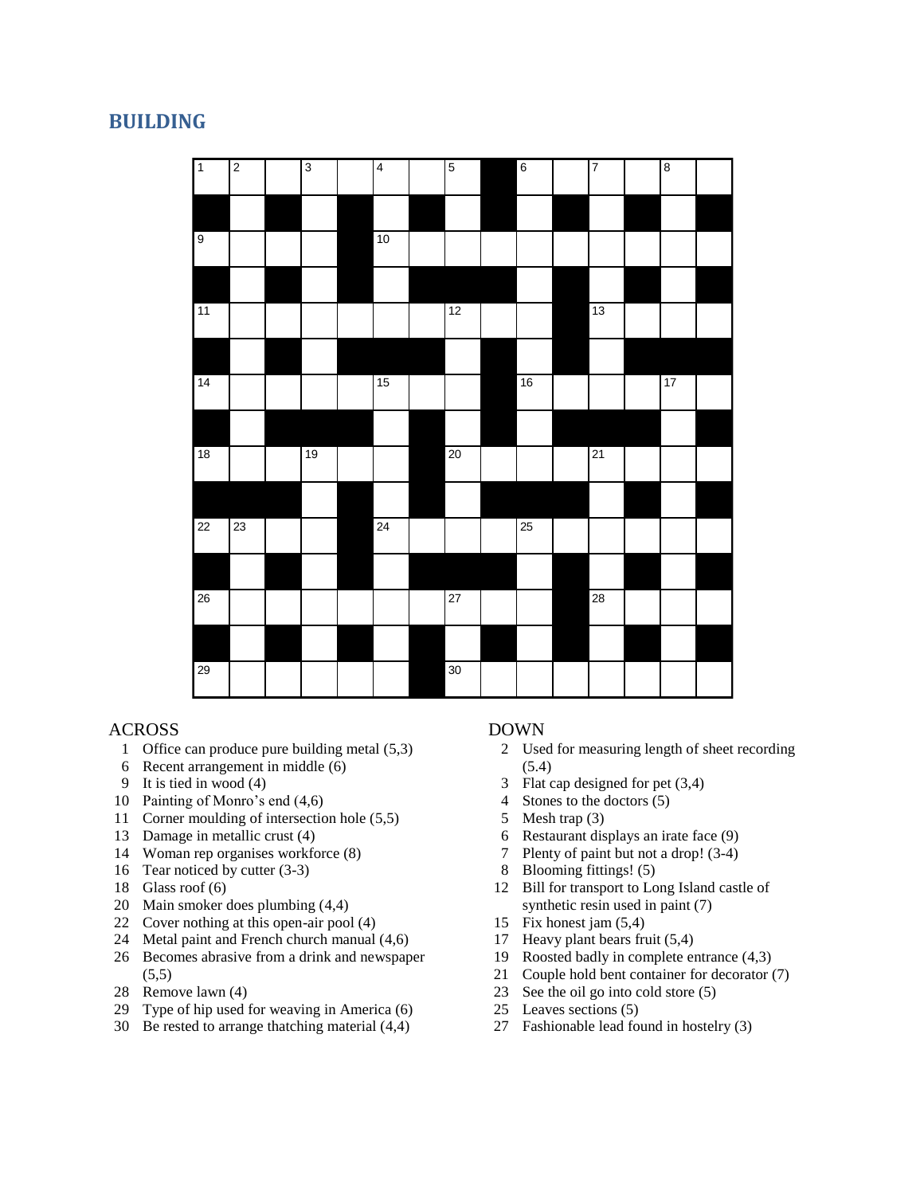## BUILDING

### ACROSS

1 Office can produce pure building metal (5,3)
6 Recent arrangement in middle (6)
9 It is tied in wood (4)
10 Painting of Monro's end (4,6)
11 Corner moulding of intersection hole (5,5)
13 Damage in metallic crust (4)
14 Woman rep organises workforce (8)
16 Tear noticed by cutter (3-3)
18 Glass roof (6)
20 Main smoker does plumbing (4,4)
22 Cover nothing at this open-air pool (4)
24 Metal paint and French church manual (4,6)
26 Becomes abrasive from a drink and newspaper (5,5)
28 Remove lawn (4)
29 Type of hip used for weaving in America (6)
30 Be rested to arrange thatching material (4,4)

### DOWN

2 Used for measuring length of sheet recording (5.4)
3 Flat cap designed for pet (3,4)
4 Stones to the doctors (5)
5 Mesh trap (3)
6 Restaurant displays an irate face (9)
7 Plenty of paint but not a drop! (3-4)
8 Blooming fittings! (5)
12 Bill for transport to Long Island castle of synthetic resin used in paint (7)
15 Fix honest jam (5,4)
17 Heavy plant bears fruit (5,4)
19 Roosted badly in complete entrance (4,3)
21 Couple hold bent container for decorator (7)
23 See the oil go into cold store (5)
25 Leaves sections (5)
27 Fashionable lead found in hostelry (3)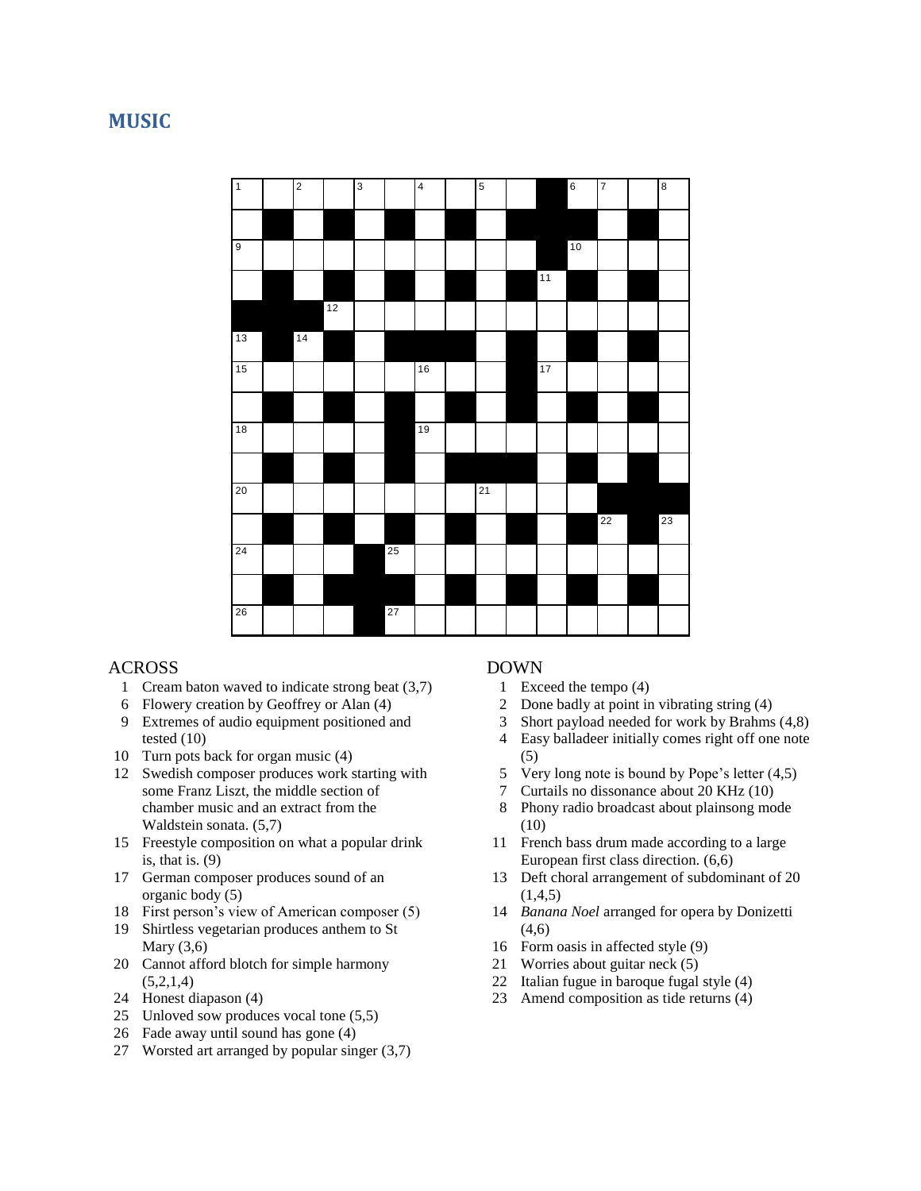## MUSIC

### ACROSS

1 Cream baton waved to indicate strong beat (3,7)
6 Flowery creation by Geoffrey or Alan (4)
9 Extremes of audio equipment positioned and tested (10)
10 Turn pots back for organ music (4)
12 Swedish composer produces work starting with some Franz Liszt, the middle section of chamber music and an extract from the Waldstein sonata. (5,7)
15 Freestyle composition on what a popular drink is, that is. (9)
17 German composer produces sound of an organic body (5)
18 First person's view of American composer (5)
19 Shirtless vegetarian produces anthem to St Mary (3,6)
20 Cannot afford blotch for simple harmony (5,2,1,4)
24 Honest diapason (4)
25 Unloved sow produces vocal tone (5,5)
26 Fade away until sound has gone (4)
27 Worsted art arranged by popular singer (3,7)

### DOWN

1 Exceed the tempo (4)
2 Done badly at point in vibrating string (4)
3 Short payload needed for work by Brahms (4,8)
4 Easy balladeer initially comes right off one note (5)
5 Very long note is bound by Pope's letter (4,5)
7 Curtails no dissonance about 20 KHz (10)
8 Phony radio broadcast about plainsong mode (10)
11 French bass drum made according to a large European first class direction. (6,6)
13 Deft choral arrangement of subdominant of 20 (1,4,5)
14 *Banana Noel* arranged for opera by Donizetti (4,6)
16 Form oasis in affected style (9)
21 Worries about guitar neck (5)
22 Italian fugue in baroque fugal style (4)
23 Amend composition as tide returns (4)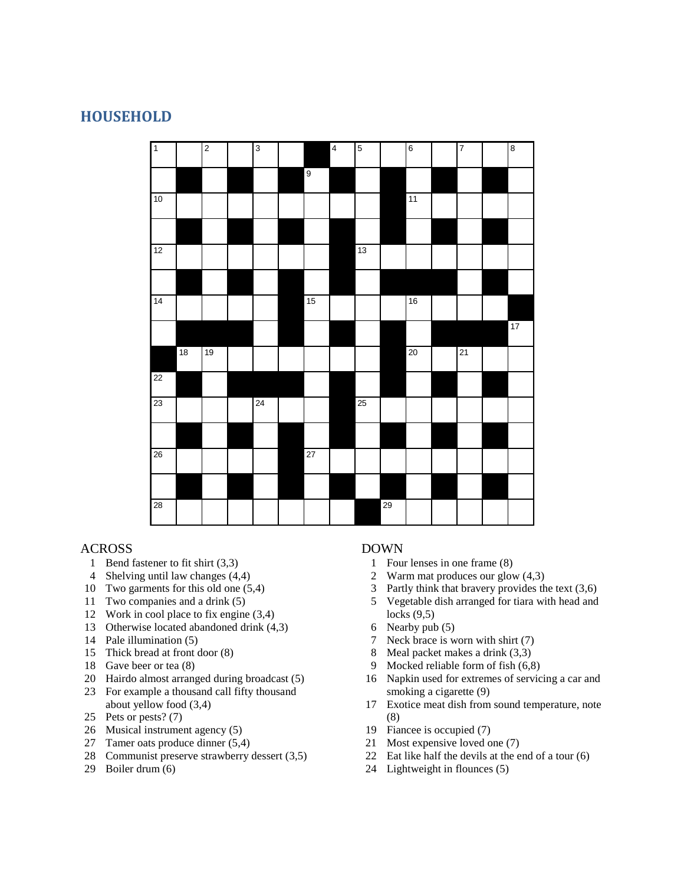# HOUSEHOLD

## ACROSS

1 Bend fastener to fit shirt (3,3)
4 Shelving until law changes (4,4)
10 Two garments for this old one (5,4)
11 Two companies and a drink (5)
12 Work in cool place to fix engine (3,4)
13 Otherwise located abandoned drink (4,3)
14 Pale illumination (5)
15 Thick bread at front door (8)
18 Gave beer or tea (8)
20 Hairdo almost arranged during broadcast (5)
23 For example a thousand call fifty thousand about yellow food (3,4)
25 Pets or pests? (7)
26 Musical instrument agency (5)
27 Tamer oats produce dinner (5,4)
28 Communist preserve strawberry dessert (3,5)
29 Boiler drum (6)

## DOWN

1 Four lenses in one frame (8)
2 Warm mat produces our glow (4,3)
3 Partly think that bravery provides the text (3,6)
5 Vegetable dish arranged for tiara with head and locks (9,5)
6 Nearby pub (5)
7 Neck brace is worn with shirt (7)
8 Meal packet makes a drink (3,3)
9 Mocked reliable form of fish (6,8)
16 Napkin used for extremes of servicing a car and smoking a cigarette (9)
17 Exotice meat dish from sound temperature, note (8)
19 Fiancee is occupied (7)
21 Most expensive loved one (7)
22 Eat like half the devils at the end of a tour (6)
24 Lightweight in flounces (5)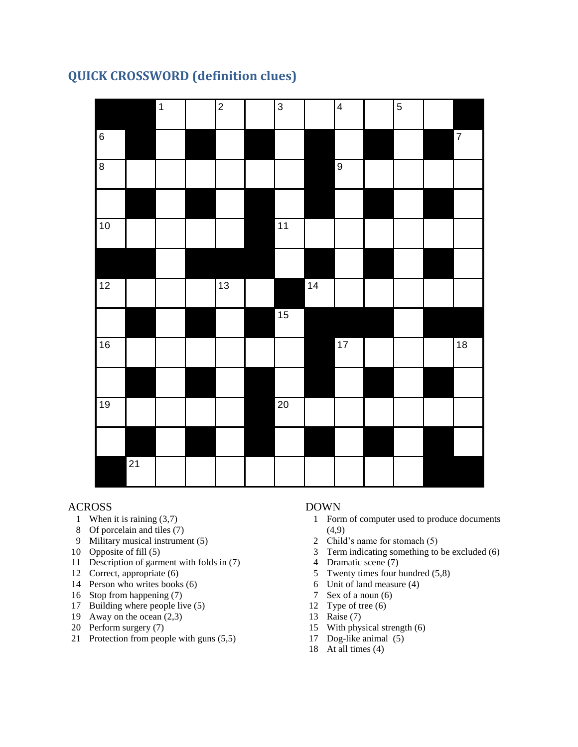## QUICK CROSSWORD (definition clues)

ACROSS

1 When it is raining (3,7)
8 Of porcelain and tiles (7)
9 Military musical instrument (5)
10 Opposite of fill (5)
11 Description of garment with folds in (7)
12 Correct, appropriate (6)
14 Person who writes books (6)
16 Stop from happening (7)
17 Building where people live (5)
19 Away on the ocean (2,3)
20 Perform surgery (7)
21 Protection from people with guns (5,5)

DOWN

1 Form of computer used to produce documents (4,9)
2 Child's name for stomach (5)
3 Term indicating something to be excluded (6)
4 Dramatic scene (7)
5 Twenty times four hundred (5,8)
6 Unit of land measure (4)
7 Sex of a noun (6)
12 Type of tree (6)
13 Raise (7)
15 With physical strength (6)
17 Dog-like animal (5)
18 At all times (4)